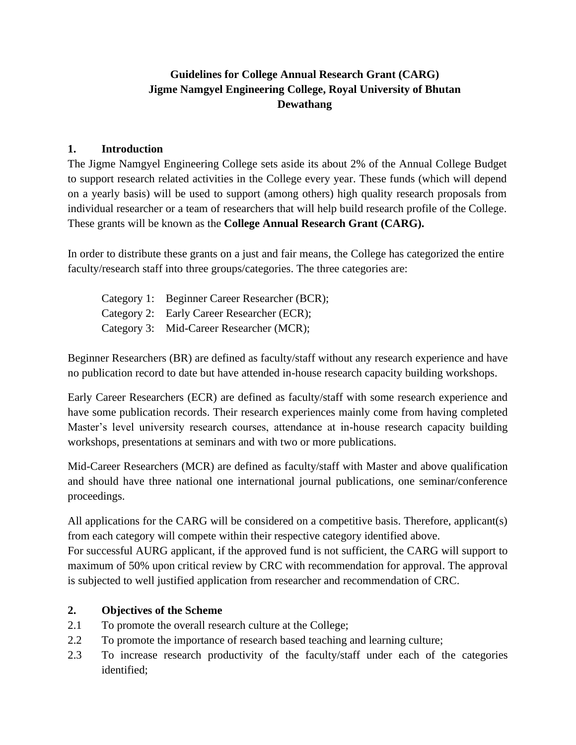**Guidelines for College Annual Research Grant (CARG)**
**Jigme Namgyel Engineering College, Royal University of Bhutan**
**Dewathang**

## 1. Introduction

The Jigme Namgyel Engineering College sets aside its about 2% of the Annual College Budget to support research related activities in the College every year. These funds (which will depend on a yearly basis) will be used to support (among others) high quality research proposals from individual researcher or a team of researchers that will help build research profile of the College. These grants will be known as the **College Annual Research Grant (CARG).**

In order to distribute these grants on a just and fair means, the College has categorized the entire faculty/research staff into three groups/categories. The three categories are:

Category 1: Beginner Career Researcher (BCR);
Category 2: Early Career Researcher (ECR);
Category 3: Mid-Career Researcher (MCR);

Beginner Researchers (BR) are defined as faculty/staff without any research experience and have no publication record to date but have attended in-house research capacity building workshops.

Early Career Researchers (ECR) are defined as faculty/staff with some research experience and have some publication records. Their research experiences mainly come from having completed Master's level university research courses, attendance at in-house research capacity building workshops, presentations at seminars and with two or more publications.

Mid-Career Researchers (MCR) are defined as faculty/staff with Master and above qualification and should have three national one international journal publications, one seminar/conference proceedings.

All applications for the CARG will be considered on a competitive basis. Therefore, applicant(s) from each category will compete within their respective category identified above.
For successful AURG applicant, if the approved fund is not sufficient, the CARG will support to maximum of 50% upon critical review by CRC with recommendation for approval. The approval is subjected to well justified application from researcher and recommendation of CRC.

## 2. Objectives of the Scheme

2.1 To promote the overall research culture at the College;
2.2 To promote the importance of research based teaching and learning culture;
2.3 To increase research productivity of the faculty/staff under each of the categories identified;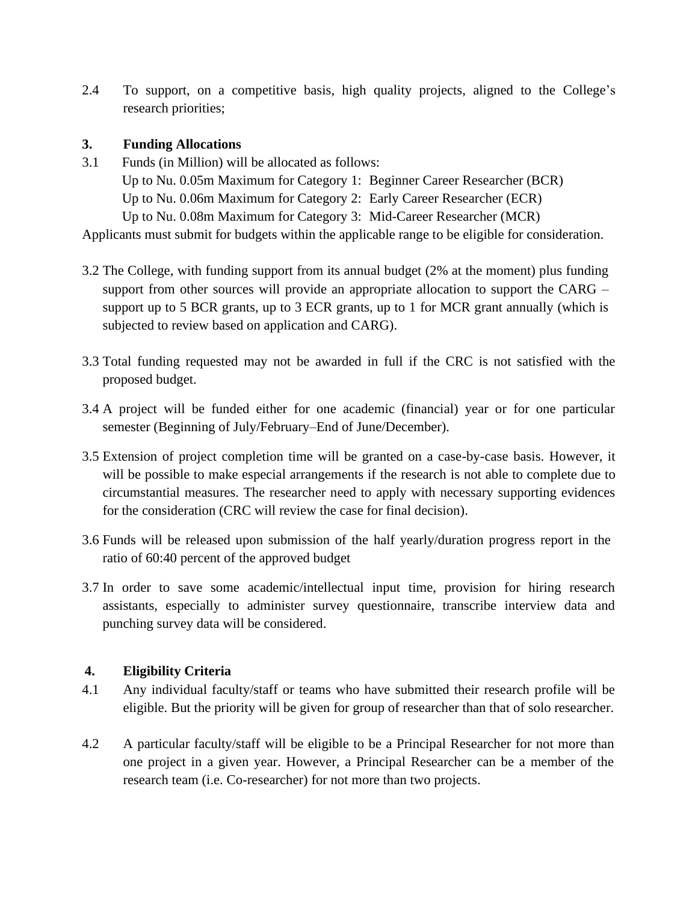2.4 To support, on a competitive basis, high quality projects, aligned to the College's research priorities;

## 3. Funding Allocations

3.1 Funds (in Million) will be allocated as follows:

Up to Nu. 0.05m Maximum for Category 1: Beginner Career Researcher (BCR)
Up to Nu. 0.06m Maximum for Category 2: Early Career Researcher (ECR)
Up to Nu. 0.08m Maximum for Category 3: Mid-Career Researcher (MCR)

Applicants must submit for budgets within the applicable range to be eligible for consideration.

3.2 The College, with funding support from its annual budget (2% at the moment) plus funding support from other sources will provide an appropriate allocation to support the CARG – support up to 5 BCR grants, up to 3 ECR grants, up to 1 for MCR grant annually (which is subjected to review based on application and CARG).

3.3 Total funding requested may not be awarded in full if the CRC is not satisfied with the proposed budget.

3.4 A project will be funded either for one academic (financial) year or for one particular semester (Beginning of July/February–End of June/December).

3.5 Extension of project completion time will be granted on a case-by-case basis. However, it will be possible to make especial arrangements if the research is not able to complete due to circumstantial measures. The researcher need to apply with necessary supporting evidences for the consideration (CRC will review the case for final decision).

3.6 Funds will be released upon submission of the half yearly/duration progress report in the ratio of 60:40 percent of the approved budget

3.7 In order to save some academic/intellectual input time, provision for hiring research assistants, especially to administer survey questionnaire, transcribe interview data and punching survey data will be considered.

## 4. Eligibility Criteria

4.1 Any individual faculty/staff or teams who have submitted their research profile will be eligible. But the priority will be given for group of researcher than that of solo researcher.

4.2 A particular faculty/staff will be eligible to be a Principal Researcher for not more than one project in a given year. However, a Principal Researcher can be a member of the research team (i.e. Co-researcher) for not more than two projects.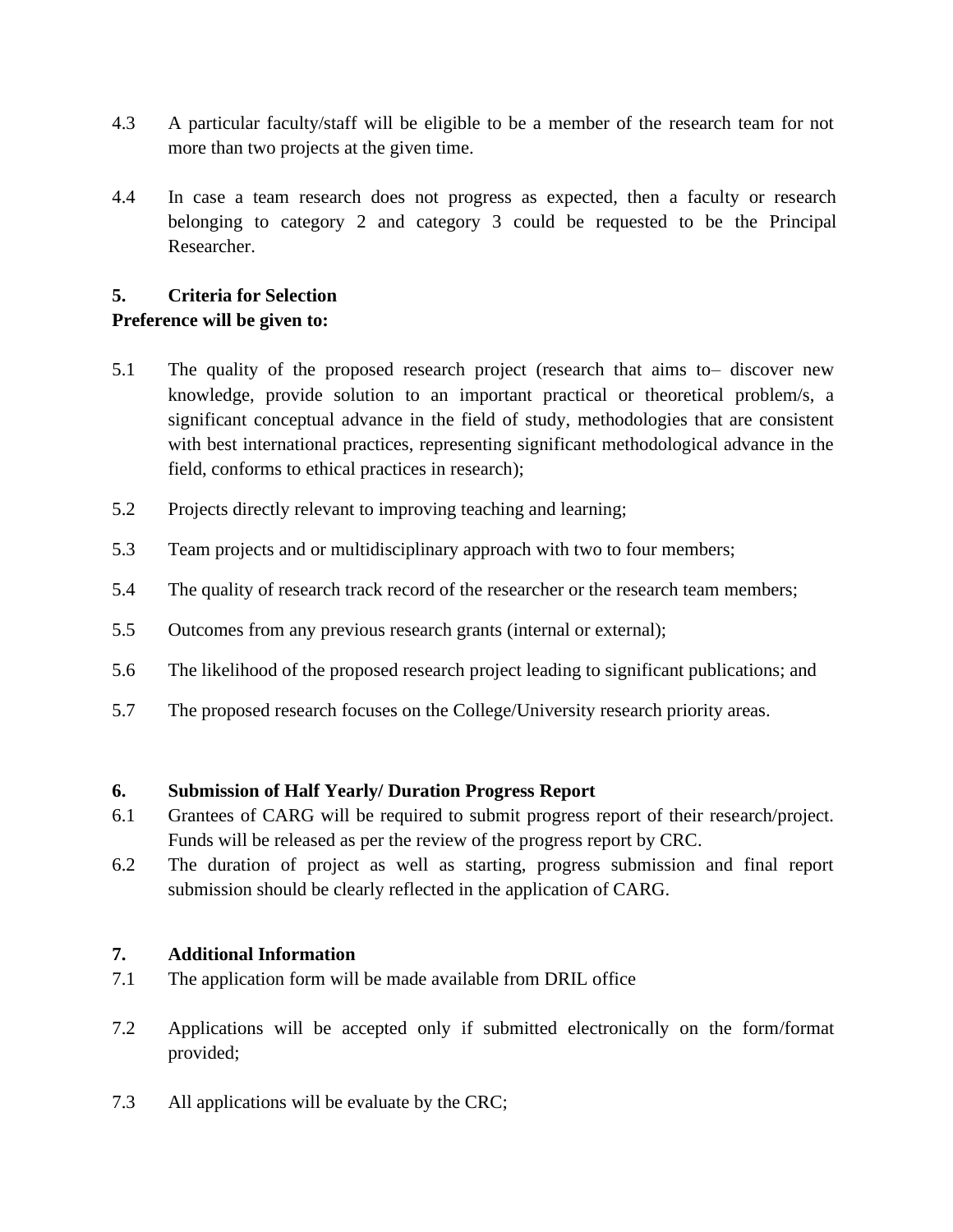4.3 A particular faculty/staff will be eligible to be a member of the research team for not more than two projects at the given time.

4.4 In case a team research does not progress as expected, then a faculty or research belonging to category 2 and category 3 could be requested to be the Principal Researcher.

**5. Criteria for Selection**

**Preference will be given to:**

5.1 The quality of the proposed research project (research that aims to– discover new knowledge, provide solution to an important practical or theoretical problem/s, a significant conceptual advance in the field of study, methodologies that are consistent with best international practices, representing significant methodological advance in the field, conforms to ethical practices in research);

5.2 Projects directly relevant to improving teaching and learning;

5.3 Team projects and or multidisciplinary approach with two to four members;

5.4 The quality of research track record of the researcher or the research team members;

5.5 Outcomes from any previous research grants (internal or external);

5.6 The likelihood of the proposed research project leading to significant publications; and

5.7 The proposed research focuses on the College/University research priority areas.

**6. Submission of Half Yearly/ Duration Progress Report**

6.1 Grantees of CARG will be required to submit progress report of their research/project. Funds will be released as per the review of the progress report by CRC.

6.2 The duration of project as well as starting, progress submission and final report submission should be clearly reflected in the application of CARG.

**7. Additional Information**

7.1 The application form will be made available from DRIL office

7.2 Applications will be accepted only if submitted electronically on the form/format provided;

7.3 All applications will be evaluate by the CRC;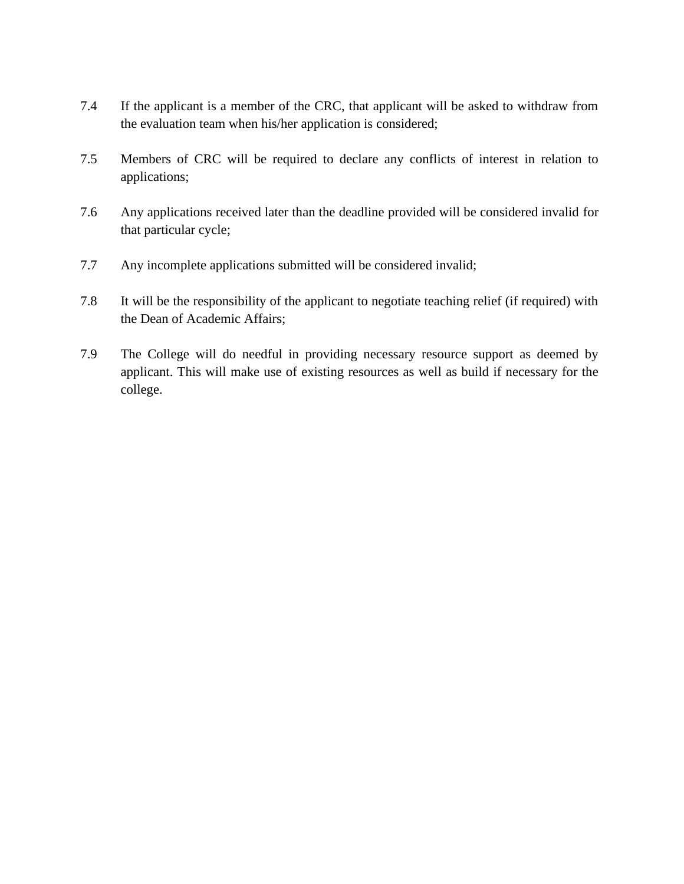7.4 If the applicant is a member of the CRC, that applicant will be asked to withdraw from the evaluation team when his/her application is considered;

7.5 Members of CRC will be required to declare any conflicts of interest in relation to applications;

7.6 Any applications received later than the deadline provided will be considered invalid for that particular cycle;

7.7 Any incomplete applications submitted will be considered invalid;

7.8 It will be the responsibility of the applicant to negotiate teaching relief (if required) with the Dean of Academic Affairs;

7.9 The College will do needful in providing necessary resource support as deemed by applicant. This will make use of existing resources as well as build if necessary for the college.